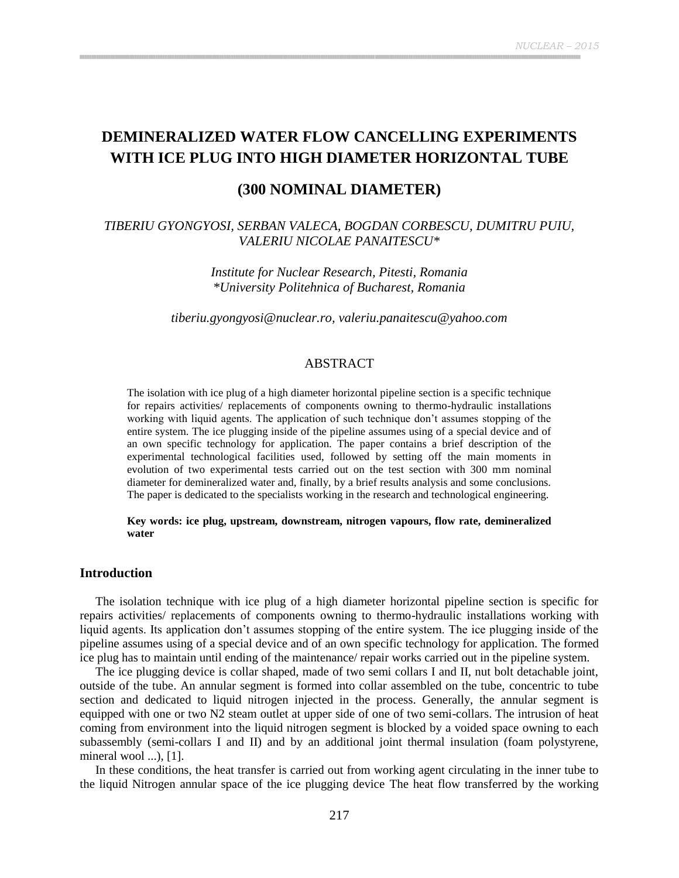# DEMINERALIZED WATER FLOW CANCELLING EXPERIMENTS WITH ICE PLUG INTO HIGH DIAMETER HORIZONTAL TUBE

# (300 NOMINAL DIAMETER)

*TIBERIU GYONGYOSI, SERBAN VALECA, BOGDAN CORBESCU, DUMITRU PUIU, VALERIU NICOLAE PANAITESCU\**

*Institute for Nuclear Research, Pitesti, Romania*
*\*University Politehnica of Bucharest, Romania*

*tiberiu.gyongyosi@nuclear.ro, valeriu.panaitescu@yahoo.com*

## ABSTRACT

The isolation with ice plug of a high diameter horizontal pipeline section is a specific technique for repairs activities/ replacements of components owning to thermo-hydraulic installations working with liquid agents. The application of such technique don't assumes stopping of the entire system. The ice plugging inside of the pipeline assumes using of a special device and of an own specific technology for application. The paper contains a brief description of the experimental technological facilities used, followed by setting off the main moments in evolution of two experimental tests carried out on the test section with 300 mm nominal diameter for demineralized water and, finally, by a brief results analysis and some conclusions. The paper is dedicated to the specialists working in the research and technological engineering.

**Key words: ice plug, upstream, downstream, nitrogen vapours, flow rate, demineralized water**

## Introduction

The isolation technique with ice plug of a high diameter horizontal pipeline section is specific for repairs activities/ replacements of components owning to thermo-hydraulic installations working with liquid agents. Its application don't assumes stopping of the entire system. The ice plugging inside of the pipeline assumes using of a special device and of an own specific technology for application. The formed ice plug has to maintain until ending of the maintenance/ repair works carried out in the pipeline system.

The ice plugging device is collar shaped, made of two semi collars I and II, nut bolt detachable joint, outside of the tube. An annular segment is formed into collar assembled on the tube, concentric to tube section and dedicated to liquid nitrogen injected in the process. Generally, the annular segment is equipped with one or two N2 steam outlet at upper side of one of two semi-collars. The intrusion of heat coming from environment into the liquid nitrogen segment is blocked by a voided space owning to each subassembly (semi-collars I and II) and by an additional joint thermal insulation (foam polystyrene, mineral wool ...), [1].

In these conditions, the heat transfer is carried out from working agent circulating in the inner tube to the liquid Nitrogen annular space of the ice plugging device The heat flow transferred by the working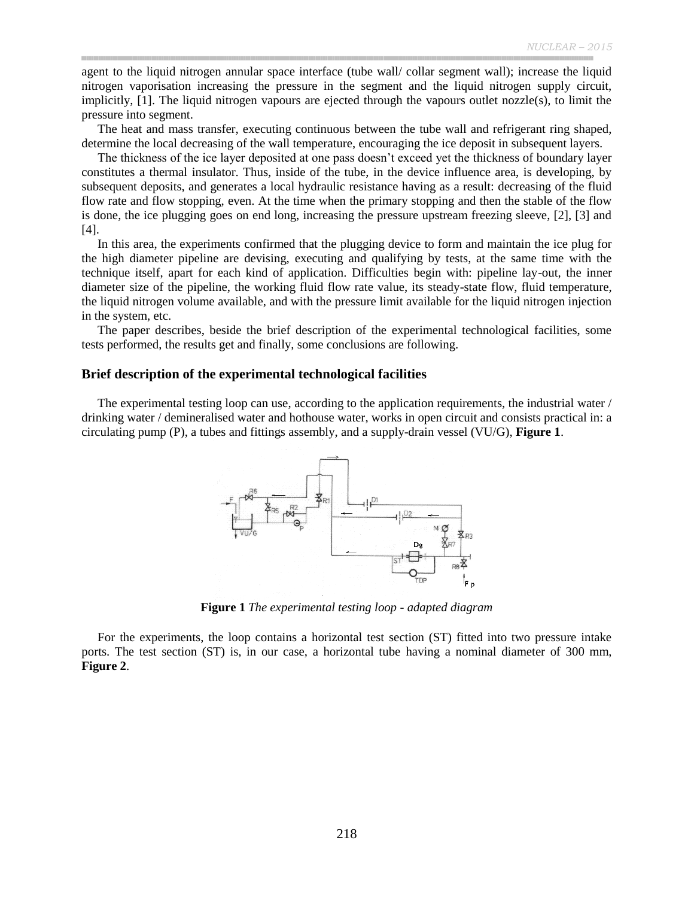agent to the liquid nitrogen annular space interface (tube wall/ collar segment wall); increase the liquid nitrogen vaporisation increasing the pressure in the segment and the liquid nitrogen supply circuit, implicitly, [1]. The liquid nitrogen vapours are ejected through the vapours outlet nozzle(s), to limit the pressure into segment.

The heat and mass transfer, executing continuous between the tube wall and refrigerant ring shaped, determine the local decreasing of the wall temperature, encouraging the ice deposit in subsequent layers.

The thickness of the ice layer deposited at one pass doesn't exceed yet the thickness of boundary layer constitutes a thermal insulator. Thus, inside of the tube, in the device influence area, is developing, by subsequent deposits, and generates a local hydraulic resistance having as a result: decreasing of the fluid flow rate and flow stopping, even. At the time when the primary stopping and then the stable of the flow is done, the ice plugging goes on end long, increasing the pressure upstream freezing sleeve, [2], [3] and [4].

In this area, the experiments confirmed that the plugging device to form and maintain the ice plug for the high diameter pipeline are devising, executing and qualifying by tests, at the same time with the technique itself, apart for each kind of application. Difficulties begin with: pipeline lay-out, the inner diameter size of the pipeline, the working fluid flow rate value, its steady-state flow, fluid temperature, the liquid nitrogen volume available, and with the pressure limit available for the liquid nitrogen injection in the system, etc.

The paper describes, beside the brief description of the experimental technological facilities, some tests performed, the results get and finally, some conclusions are following.

## Brief description of the experimental technological facilities

The experimental testing loop can use, according to the application requirements, the industrial water / drinking water / demineralised water and hothouse water, works in open circuit and consists practical in: a circulating pump (P), a tubes and fittings assembly, and a supply-drain vessel (VU/G), **Figure 1**.

**Figure 1** *The experimental testing loop - adapted diagram*

For the experiments, the loop contains a horizontal test section (ST) fitted into two pressure intake ports. The test section (ST) is, in our case, a horizontal tube having a nominal diameter of 300 mm, **Figure 2**.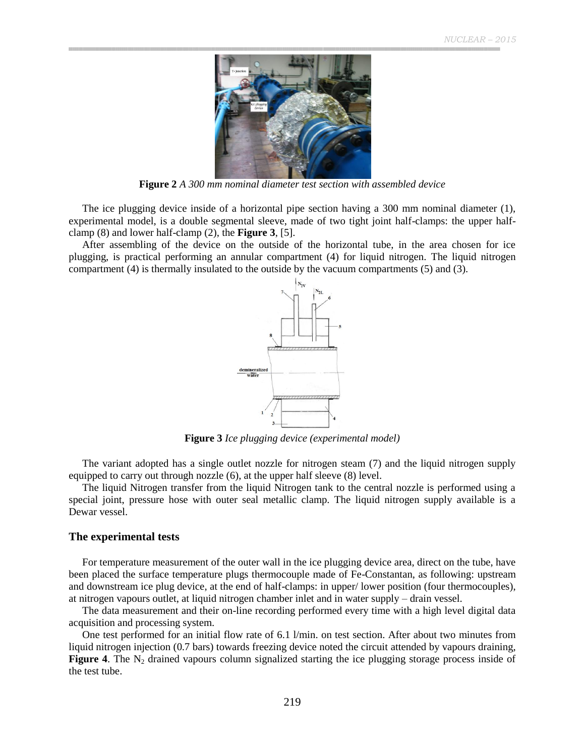**Figure 2** *A 300 mm nominal diameter test section with assembled device*

The ice plugging device inside of a horizontal pipe section having a 300 mm nominal diameter (1), experimental model, is a double segmental sleeve, made of two tight joint half-clamps: the upper half-clamp (8) and lower half-clamp (2), the **Figure 3**, [5].

After assembling of the device on the outside of the horizontal tube, in the area chosen for ice plugging, is practical performing an annular compartment (4) for liquid nitrogen. The liquid nitrogen compartment (4) is thermally insulated to the outside by the vacuum compartments (5) and (3).

**Figure 3** *Ice plugging device (experimental model)*

The variant adopted has a single outlet nozzle for nitrogen steam (7) and the liquid nitrogen supply equipped to carry out through nozzle (6), at the upper half sleeve (8) level.

The liquid Nitrogen transfer from the liquid Nitrogen tank to the central nozzle is performed using a special joint, pressure hose with outer seal metallic clamp. The liquid nitrogen supply available is a Dewar vessel.

## The experimental tests

For temperature measurement of the outer wall in the ice plugging device area, direct on the tube, have been placed the surface temperature plugs thermocouple made of Fe-Constantan, as following: upstream and downstream ice plug device, at the end of half-clamps: in upper/ lower position (four thermocouples), at nitrogen vapours outlet, at liquid nitrogen chamber inlet and in water supply – drain vessel.

The data measurement and their on-line recording performed every time with a high level digital data acquisition and processing system.

One test performed for an initial flow rate of 6.1 l/min. on test section. After about two minutes from liquid nitrogen injection (0.7 bars) towards freezing device noted the circuit attended by vapours draining, **Figure 4**. The $N_2$ drained vapours column signalized starting the ice plugging storage process inside of the test tube.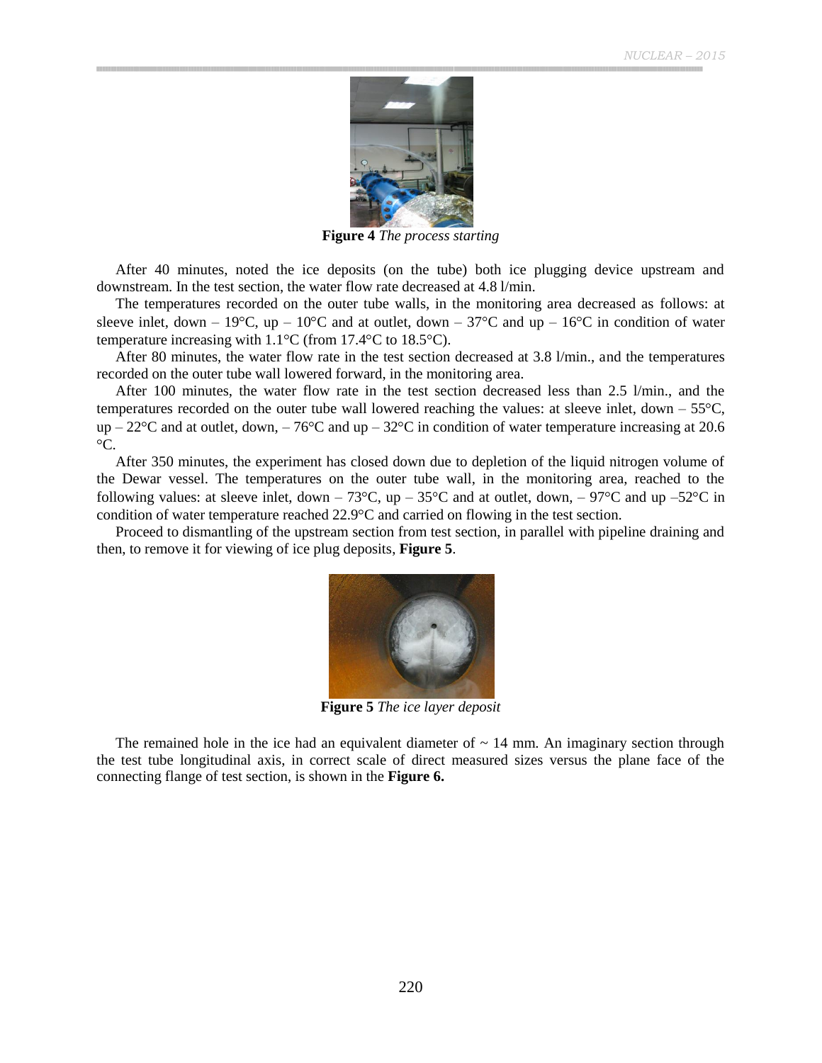**Figure 4** *The process starting*

After 40 minutes, noted the ice deposits (on the tube) both ice plugging device upstream and downstream. In the test section, the water flow rate decreased at 4.8 l/min.

The temperatures recorded on the outer tube walls, in the monitoring area decreased as follows: at sleeve inlet, down – 19°C, up – 10°C and at outlet, down – 37°C and up – 16°C in condition of water temperature increasing with 1.1°C (from 17.4°C to 18.5°C).

After 80 minutes, the water flow rate in the test section decreased at 3.8 l/min., and the temperatures recorded on the outer tube wall lowered forward, in the monitoring area.

After 100 minutes, the water flow rate in the test section decreased less than 2.5 l/min., and the temperatures recorded on the outer tube wall lowered reaching the values: at sleeve inlet, down – 55°C, up – 22°C and at outlet, down, – 76°C and up – 32°C in condition of water temperature increasing at 20.6 °C.

After 350 minutes, the experiment has closed down due to depletion of the liquid nitrogen volume of the Dewar vessel. The temperatures on the outer tube wall, in the monitoring area, reached to the following values: at sleeve inlet, down – 73°C, up – 35°C and at outlet, down, – 97°C and up –52°C in condition of water temperature reached 22.9°C and carried on flowing in the test section.

Proceed to dismantling of the upstream section from test section, in parallel with pipeline draining and then, to remove it for viewing of ice plug deposits, **Figure 5**.

**Figure 5** *The ice layer deposit*

The remained hole in the ice had an equivalent diameter of ~ 14 mm. An imaginary section through the test tube longitudinal axis, in correct scale of direct measured sizes versus the plane face of the connecting flange of test section, is shown in the **Figure 6.**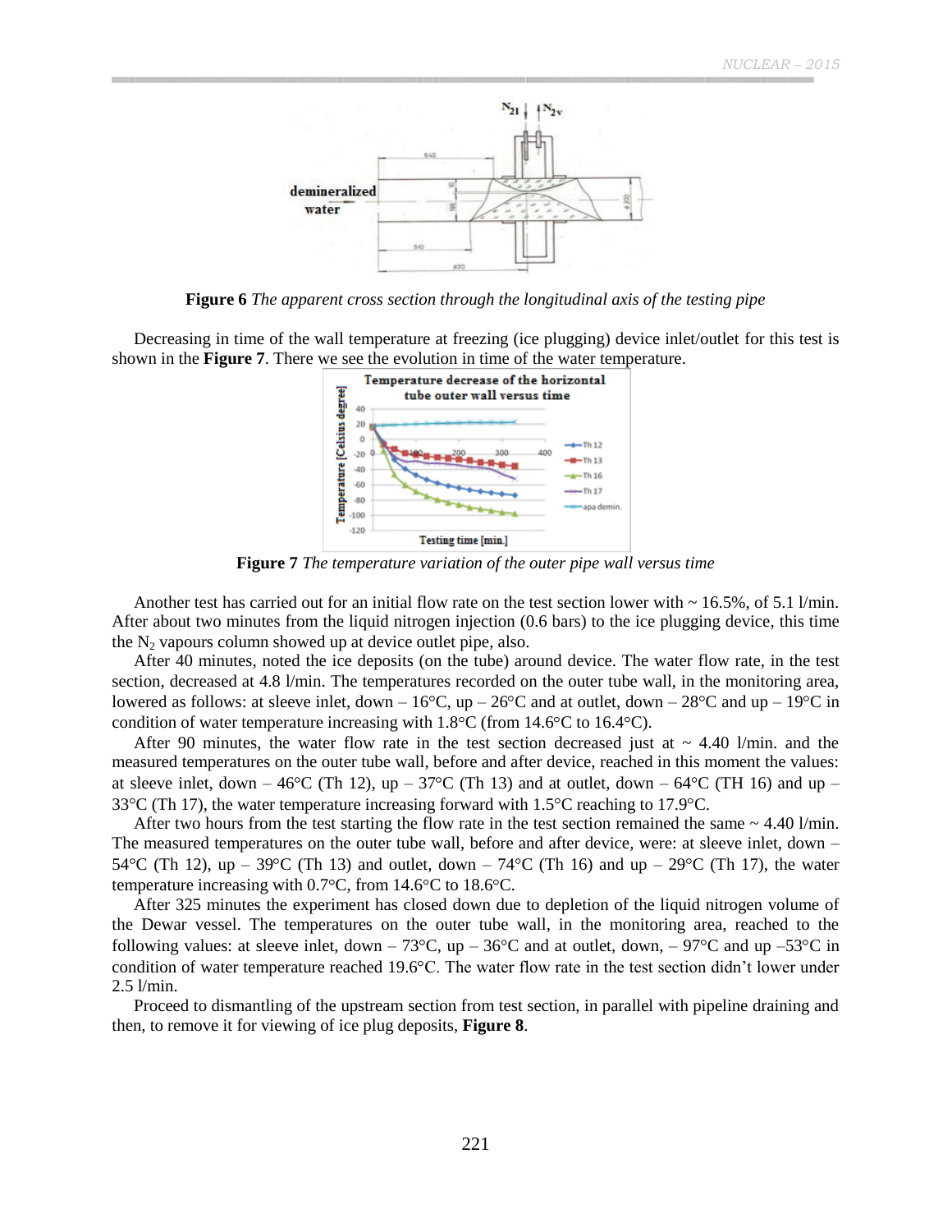**Figure 6** *The apparent cross section through the longitudinal axis of the testing pipe*

Decreasing in time of the wall temperature at freezing (ice plugging) device inlet/outlet for this test is shown in the **Figure 7**. There we see the evolution in time of the water temperature.

**Figure 7** *The temperature variation of the outer pipe wall versus time*

Another test has carried out for an initial flow rate on the test section lower with ~ 16.5%, of 5.1 l/min. After about two minutes from the liquid nitrogen injection (0.6 bars) to the ice plugging device, this time the $N_2$ vapours column showed up at device outlet pipe, also.

After 40 minutes, noted the ice deposits (on the tube) around device. The water flow rate, in the test section, decreased at 4.8 l/min. The temperatures recorded on the outer tube wall, in the monitoring area, lowered as follows: at sleeve inlet, down – 16°C, up – 26°C and at outlet, down – 28°C and up – 19°C in condition of water temperature increasing with 1.8°C (from 14.6°C to 16.4°C).

After 90 minutes, the water flow rate in the test section decreased just at ~ 4.40 l/min. and the measured temperatures on the outer tube wall, before and after device, reached in this moment the values: at sleeve inlet, down – 46°C (Th 12), up – 37°C (Th 13) and at outlet, down – 64°C (TH 16) and up – 33°C (Th 17), the water temperature increasing forward with 1.5°C reaching to 17.9°C.

After two hours from the test starting the flow rate in the test section remained the same ~ 4.40 l/min. The measured temperatures on the outer tube wall, before and after device, were: at sleeve inlet, down – 54°C (Th 12), up – 39°C (Th 13) and outlet, down – 74°C (Th 16) and up – 29°C (Th 17), the water temperature increasing with 0.7°C, from 14.6°C to 18.6°C.

After 325 minutes the experiment has closed down due to depletion of the liquid nitrogen volume of the Dewar vessel. The temperatures on the outer tube wall, in the monitoring area, reached to the following values: at sleeve inlet, down – 73°C, up – 36°C and at outlet, down, – 97°C and up –53°C in condition of water temperature reached 19.6°C. The water flow rate in the test section didn't lower under 2.5 l/min.

Proceed to dismantling of the upstream section from test section, in parallel with pipeline draining and then, to remove it for viewing of ice plug deposits, **Figure 8**.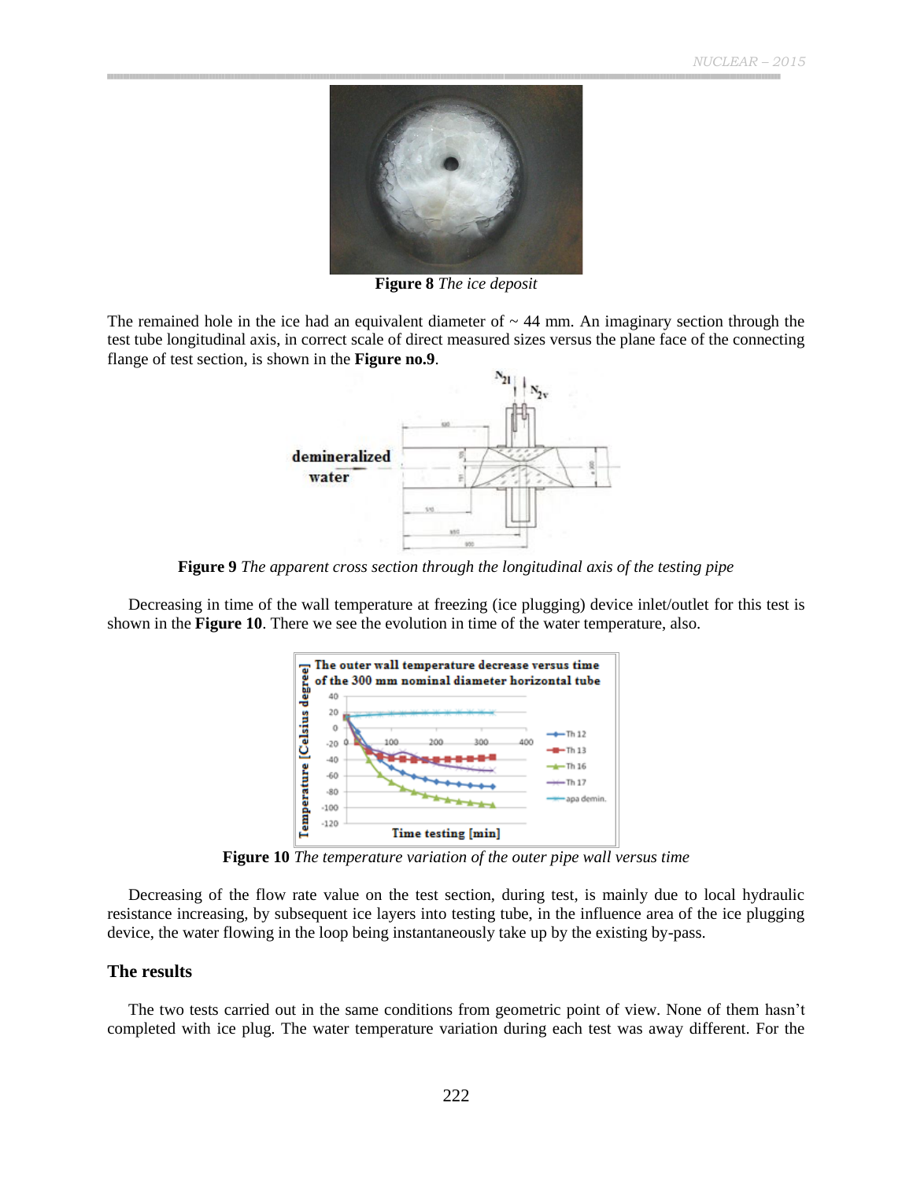**Figure 8** *The ice deposit*

The remained hole in the ice had an equivalent diameter of ~ 44 mm. An imaginary section through the test tube longitudinal axis, in correct scale of direct measured sizes versus the plane face of the connecting flange of test section, is shown in the **Figure no.9**.

**Figure 9** *The apparent cross section through the longitudinal axis of the testing pipe*

Decreasing in time of the wall temperature at freezing (ice plugging) device inlet/outlet for this test is shown in the **Figure 10**. There we see the evolution in time of the water temperature, also.

**Figure 10** *The temperature variation of the outer pipe wall versus time*

Decreasing of the flow rate value on the test section, during test, is mainly due to local hydraulic resistance increasing, by subsequent ice layers into testing tube, in the influence area of the ice plugging device, the water flowing in the loop being instantaneously take up by the existing by-pass.

## The results

The two tests carried out in the same conditions from geometric point of view. None of them hasn't completed with ice plug. The water temperature variation during each test was away different. For the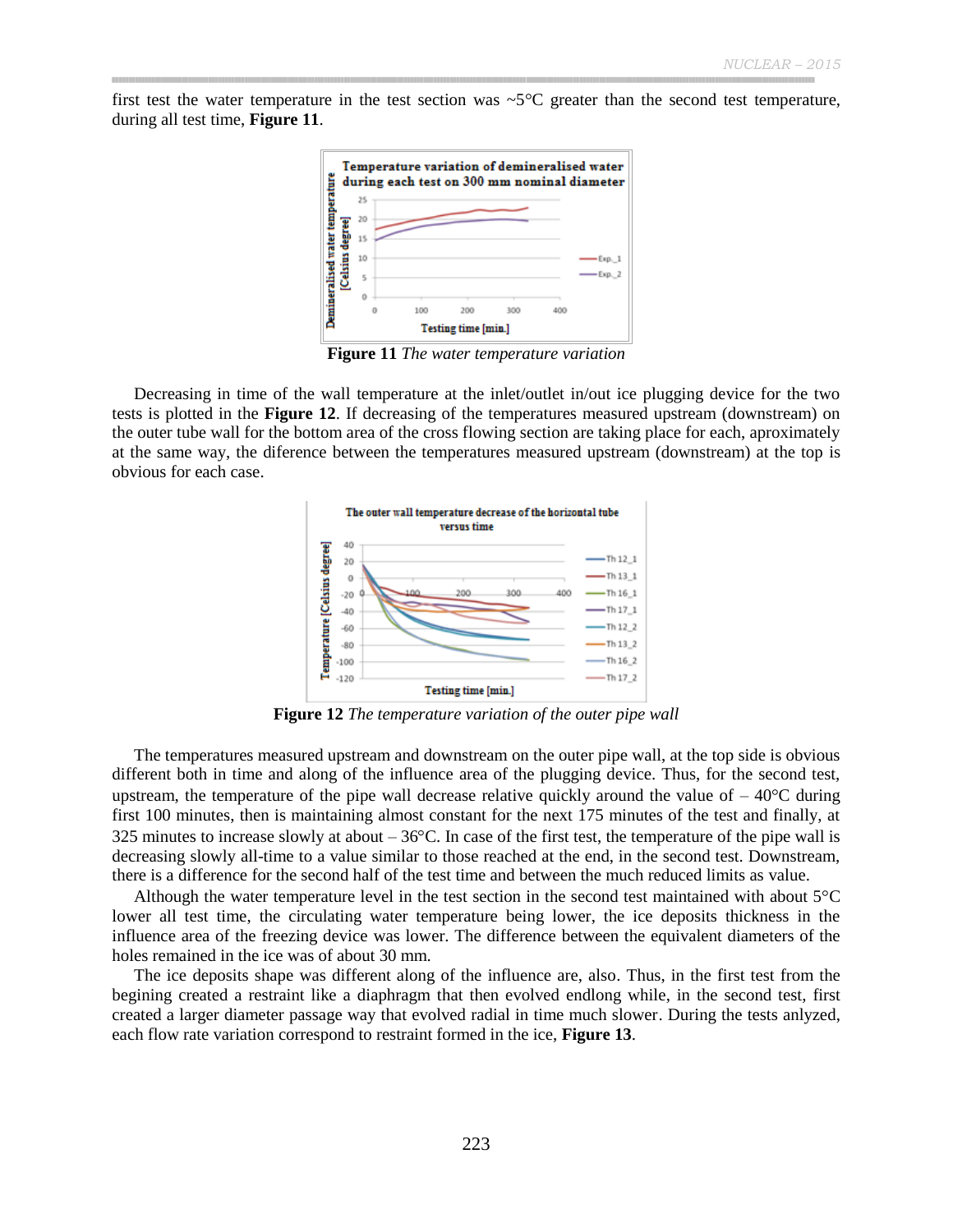first test the water temperature in the test section was ~5°C greater than the second test temperature, during all test time, **Figure 11**.

**Figure 11** *The water temperature variation*

Decreasing in time of the wall temperature at the inlet/outlet in/out ice plugging device for the two tests is plotted in the **Figure 12**. If decreasing of the temperatures measured upstream (downstream) on the outer tube wall for the bottom area of the cross flowing section are taking place for each, aproximately at the same way, the diference between the temperatures measured upstream (downstream) at the top is obvious for each case.

**Figure 12** *The temperature variation of the outer pipe wall*

The temperatures measured upstream and downstream on the outer pipe wall, at the top side is obvious different both in time and along of the influence area of the plugging device. Thus, for the second test, upstream, the temperature of the pipe wall decrease relative quickly around the value of – 40°C during first 100 minutes, then is maintaining almost constant for the next 175 minutes of the test and finally, at 325 minutes to increase slowly at about – 36°C. In case of the first test, the temperature of the pipe wall is decreasing slowly all-time to a value similar to those reached at the end, in the second test. Downstream, there is a difference for the second half of the test time and between the much reduced limits as value.

Although the water temperature level in the test section in the second test maintained with about 5°C lower all test time, the circulating water temperature being lower, the ice deposits thickness in the influence area of the freezing device was lower. The difference between the equivalent diameters of the holes remained in the ice was of about 30 mm.

The ice deposits shape was different along of the influence are, also. Thus, in the first test from the begining created a restraint like a diaphragm that then evolved endlong while, in the second test, first created a larger diameter passage way that evolved radial in time much slower. During the tests anlyzed, each flow rate variation correspond to restraint formed in the ice, **Figure 13**.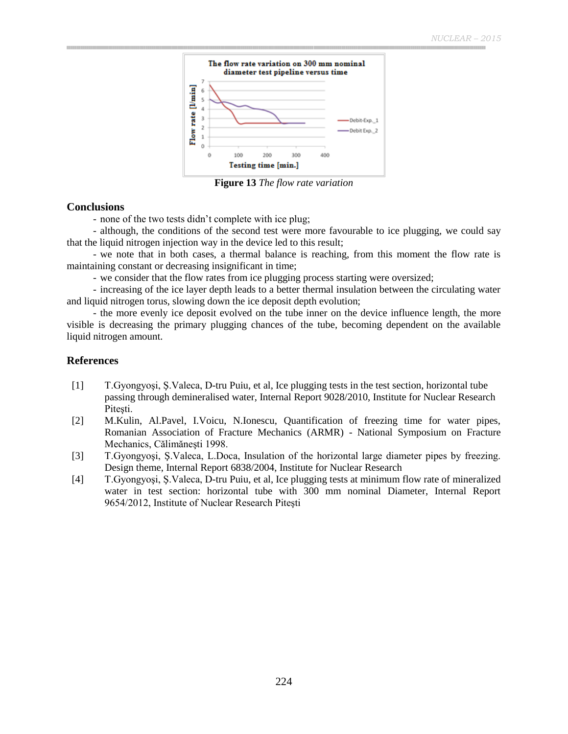The flow rate variation on 300 mm nominal diameter test pipeline versus time

Flow rate [l/min]

0
1
2
3
4
5
6
7

0 100 200 300 400

Testing time [min.]

Debit-Exp._1

Debit Exp._2

**Figure 13** *The flow rate variation*

## Conclusions

- none of the two tests didn't complete with ice plug;
- although, the conditions of the second test were more favourable to ice plugging, we could say that the liquid nitrogen injection way in the device led to this result;
- we note that in both cases, a thermal balance is reaching, from this moment the flow rate is maintaining constant or decreasing insignificant in time;
- we consider that the flow rates from ice plugging process starting were oversized;
- increasing of the ice layer depth leads to a better thermal insulation between the circulating water and liquid nitrogen torus, slowing down the ice deposit depth evolution;
- the more evenly ice deposit evolved on the tube inner on the device influence length, the more visible is decreasing the primary plugging chances of the tube, becoming dependent on the available liquid nitrogen amount.

## References

[1] T.Gyongyoşi, Ş.Valeca, D-tru Puiu, et al, Ice plugging tests in the test section, horizontal tube passing through demineralised water, Internal Report 9028/2010, Institute for Nuclear Research Piteşti.

[2] M.Kulin, Al.Pavel, I.Voicu, N.Ionescu, Quantification of freezing time for water pipes, Romanian Association of Fracture Mechanics (ARMR) - National Symposium on Fracture Mechanics, Călimăneşti 1998.

[3] T.Gyongyoşi, Ş.Valeca, L.Doca, Insulation of the horizontal large diameter pipes by freezing. Design theme, Internal Report 6838/2004, Institute for Nuclear Research

[4] T.Gyongyoşi, Ş.Valeca, D-tru Puiu, et al, Ice plugging tests at minimum flow rate of mineralized water in test section: horizontal tube with 300 mm nominal Diameter, Internal Report 9654/2012, Institute of Nuclear Research Piteşti